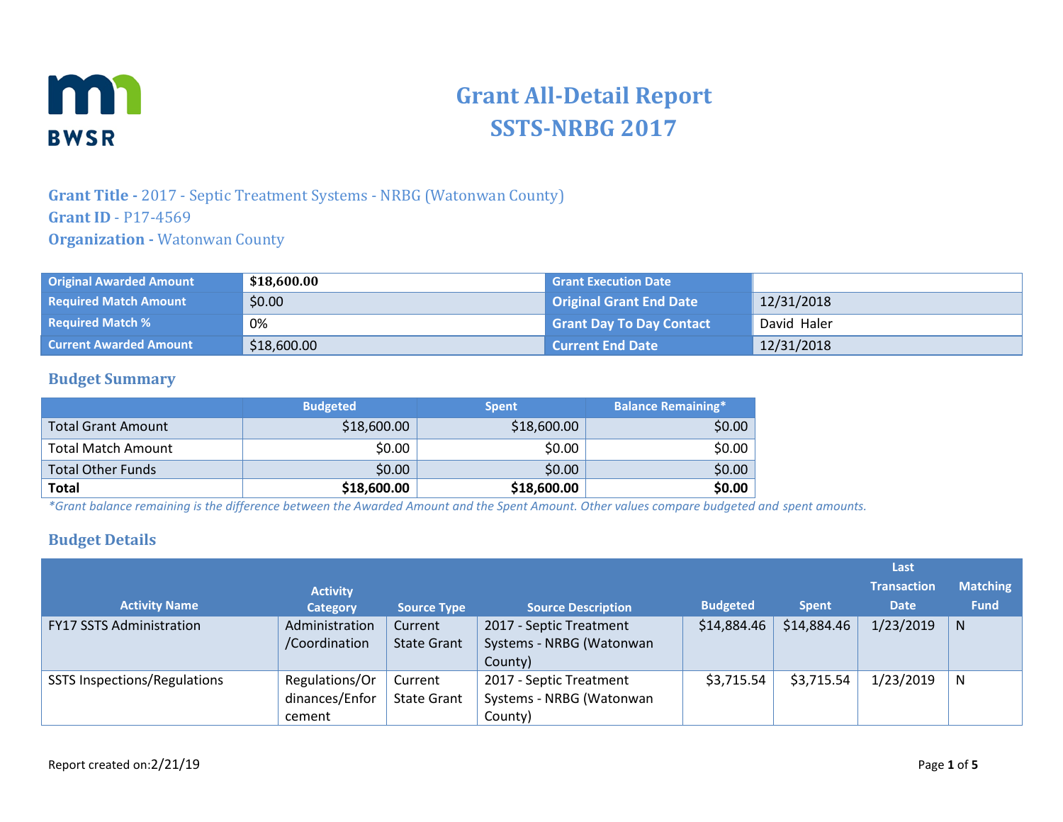# Grant All-Detail Report
# SSTS-NRBG 2017

**Grant Title -** 2017 - Septic Treatment Systems - NRBG (Watonwan County)
**Grant ID** - P17-4569
**Organization -** Watonwan County

| Original Awarded Amount | **$18,600.00** | Grant Execution Date | |
|---|---|---|---|
| Required Match Amount | $0.00 | Original Grant End Date | 12/31/2018 |
| Required Match % | 0% | Grant Day To Day Contact | David Haler |
| Current Awarded Amount | $18,600.00 | Current End Date | 12/31/2018 |

## Budget Summary

| | Budgeted | Spent | Balance Remaining* |
|---|---|---|---|
| Total Grant Amount | $18,600.00 | $18,600.00 | $0.00 |
| Total Match Amount | $0.00 | $0.00 | $0.00 |
| Total Other Funds | $0.00 | $0.00 | $0.00 |
| **Total** | **$18,600.00** | **$18,600.00** | **$0.00** |

*\*Grant balance remaining is the difference between the Awarded Amount and the Spent Amount. Other values compare budgeted and spent amounts.*

## Budget Details

| Activity Name | Activity Category | Source Type | Source Description | Budgeted | Spent | Last Transaction Date | Matching Fund |
|---|---|---|---|---|---|---|---|
| FY17 SSTS Administration | Administration /Coordination | Current State Grant | 2017 - Septic Treatment Systems - NRBG (Watonwan County) | $14,884.46 | $14,884.46 | 1/23/2019 | N |
| SSTS Inspections/Regulations | Regulations/Ordinances/Enforcement | Current State Grant | 2017 - Septic Treatment Systems - NRBG (Watonwan County) | $3,715.54 | $3,715.54 | 1/23/2019 | N |

Report created on:2/21/19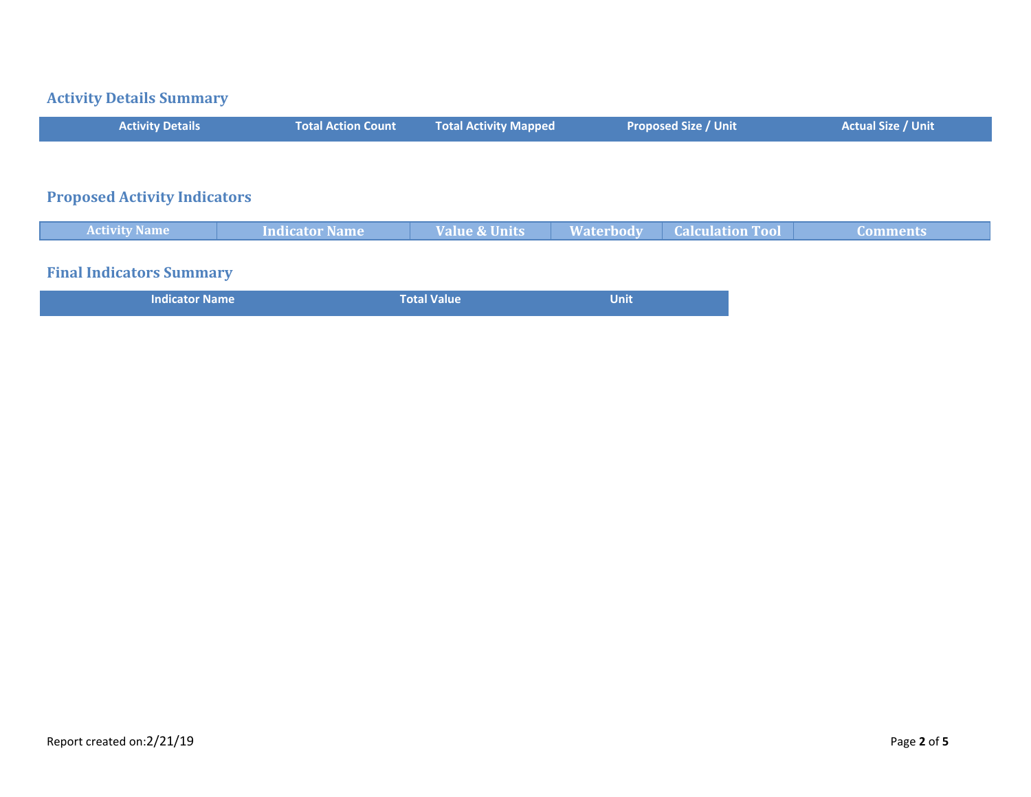## Activity Details Summary

| Activity Details | Total Action Count | Total Activity Mapped | Proposed Size / Unit | Actual Size / Unit |
| --- | --- | --- | --- | --- |

## Proposed Activity Indicators

| Activity Name | Indicator Name | Value & Units | Waterbody | Calculation Tool | Comments |
| --- | --- | --- | --- | --- | --- |

## Final Indicators Summary

| Indicator Name | Total Value | Unit |
| --- | --- | --- |

Report created on:2/21/19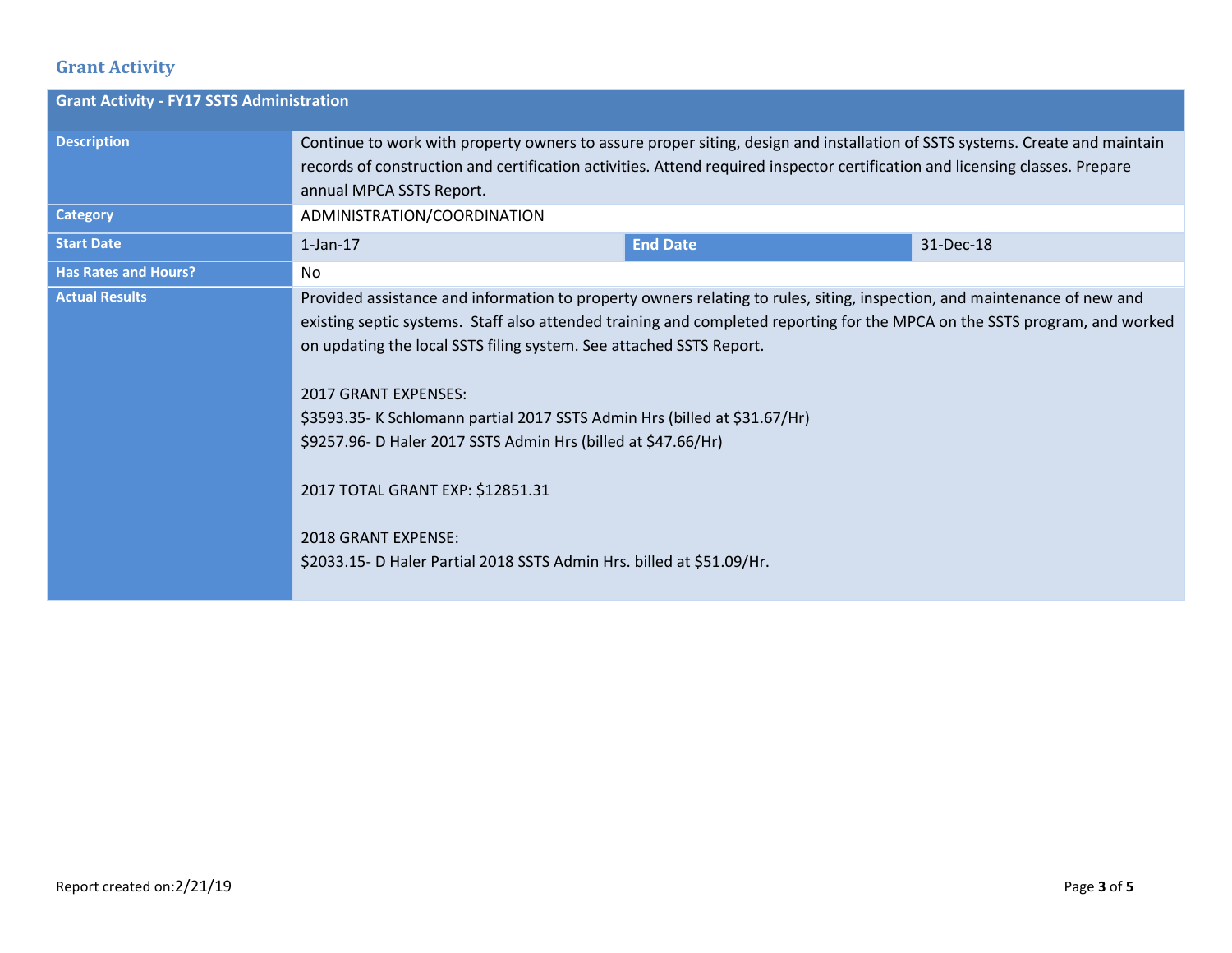## Grant Activity

| Grant Activity - FY17 SSTS Administration | | | |
|---|---|---|---|
| **Description** | Continue to work with property owners to assure proper siting, design and installation of SSTS systems. Create and maintain records of construction and certification activities. Attend required inspector certification and licensing classes. Prepare annual MPCA SSTS Report. | | |
| **Category** | ADMINISTRATION/COORDINATION | | |
| **Start Date** | 1-Jan-17 | **End Date** | 31-Dec-18 |
| **Has Rates and Hours?** | No | | |
| **Actual Results** | Provided assistance and information to property owners relating to rules, siting, inspection, and maintenance of new and existing septic systems. Staff also attended training and completed reporting for the MPCA on the SSTS program, and worked on updating the local SSTS filing system. See attached SSTS Report.<br><br>2017 GRANT EXPENSES:<br>$3593.35- K Schlomann partial 2017 SSTS Admin Hrs (billed at $31.67/Hr)<br>$9257.96- D Haler 2017 SSTS Admin Hrs (billed at $47.66/Hr)<br><br>2017 TOTAL GRANT EXP: $12851.31<br><br>2018 GRANT EXPENSE:<br>$2033.15- D Haler Partial 2018 SSTS Admin Hrs. billed at $51.09/Hr. | | |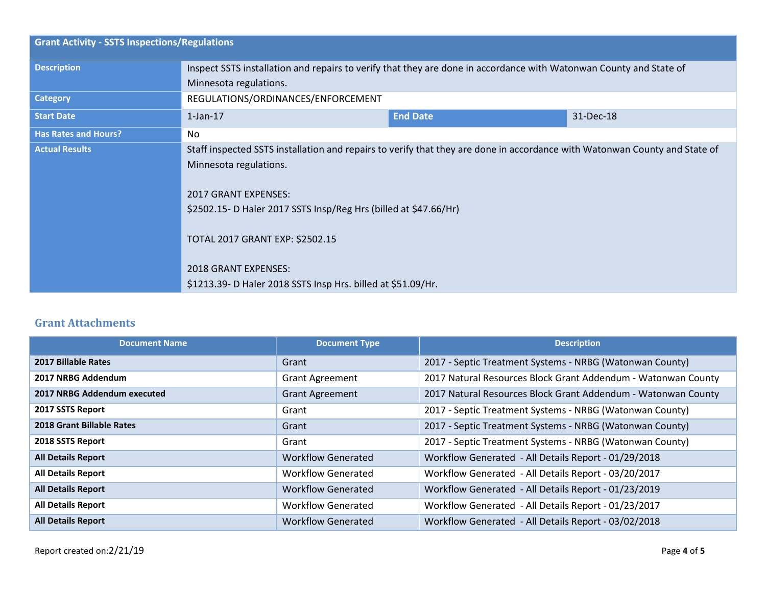| Grant Activity - SSTS Inspections/Regulations | | | |
|---|---|---|---|
| **Description** | Inspect SSTS installation and repairs to verify that they are done in accordance with Watonwan County and State of Minnesota regulations. | | |
| **Category** | REGULATIONS/ORDINANCES/ENFORCEMENT | | |
| **Start Date** | 1-Jan-17 | **End Date** | 31-Dec-18 |
| **Has Rates and Hours?** | No | | |
| **Actual Results** | Staff inspected SSTS installation and repairs to verify that they are done in accordance with Watonwan County and State of Minnesota regulations.<br><br>2017 GRANT EXPENSES:<br>$2502.15- D Haler 2017 SSTS Insp/Reg Hrs (billed at $47.66/Hr)<br><br>TOTAL 2017 GRANT EXP: $2502.15<br><br>2018 GRANT EXPENSES:<br>$1213.39- D Haler 2018 SSTS Insp Hrs. billed at $51.09/Hr. | | |

## Grant Attachments

| Document Name | Document Type | Description |
|---|---|---|
| **2017 Billable Rates** | Grant | 2017 - Septic Treatment Systems - NRBG (Watonwan County) |
| **2017 NRBG Addendum** | Grant Agreement | 2017 Natural Resources Block Grant Addendum - Watonwan County |
| **2017 NRBG Addendum executed** | Grant Agreement | 2017 Natural Resources Block Grant Addendum - Watonwan County |
| **2017 SSTS Report** | Grant | 2017 - Septic Treatment Systems - NRBG (Watonwan County) |
| **2018 Grant Billable Rates** | Grant | 2017 - Septic Treatment Systems - NRBG (Watonwan County) |
| **2018 SSTS Report** | Grant | 2017 - Septic Treatment Systems - NRBG (Watonwan County) |
| **All Details Report** | Workflow Generated | Workflow Generated - All Details Report - 01/29/2018 |
| **All Details Report** | Workflow Generated | Workflow Generated - All Details Report - 03/20/2017 |
| **All Details Report** | Workflow Generated | Workflow Generated - All Details Report - 01/23/2019 |
| **All Details Report** | Workflow Generated | Workflow Generated - All Details Report - 01/23/2017 |
| **All Details Report** | Workflow Generated | Workflow Generated - All Details Report - 03/02/2018 |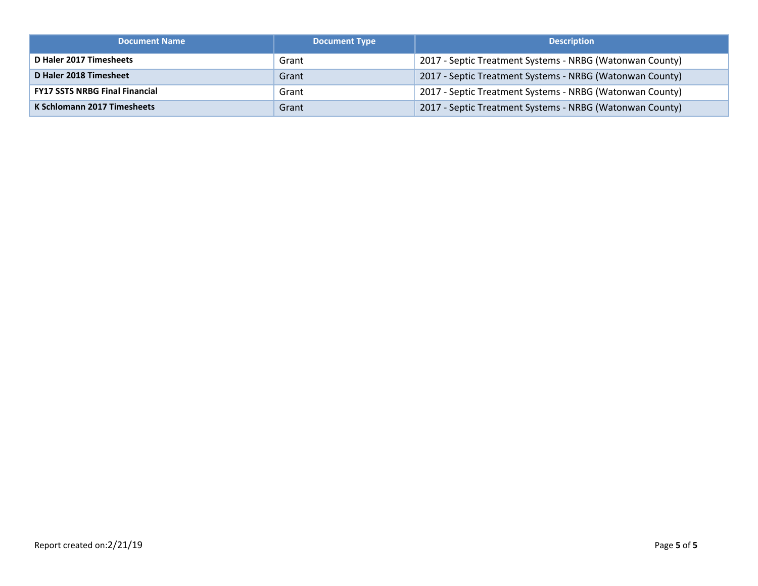| Document Name | Document Type | Description |
| --- | --- | --- |
| **D Haler 2017 Timesheets** | Grant | 2017 - Septic Treatment Systems - NRBG (Watonwan County) |
| **D Haler 2018 Timesheet** | Grant | 2017 - Septic Treatment Systems - NRBG (Watonwan County) |
| **FY17 SSTS NRBG Final Financial** | Grant | 2017 - Septic Treatment Systems - NRBG (Watonwan County) |
| **K Schlomann 2017 Timesheets** | Grant | 2017 - Septic Treatment Systems - NRBG (Watonwan County) |

Report created on:2/21/19